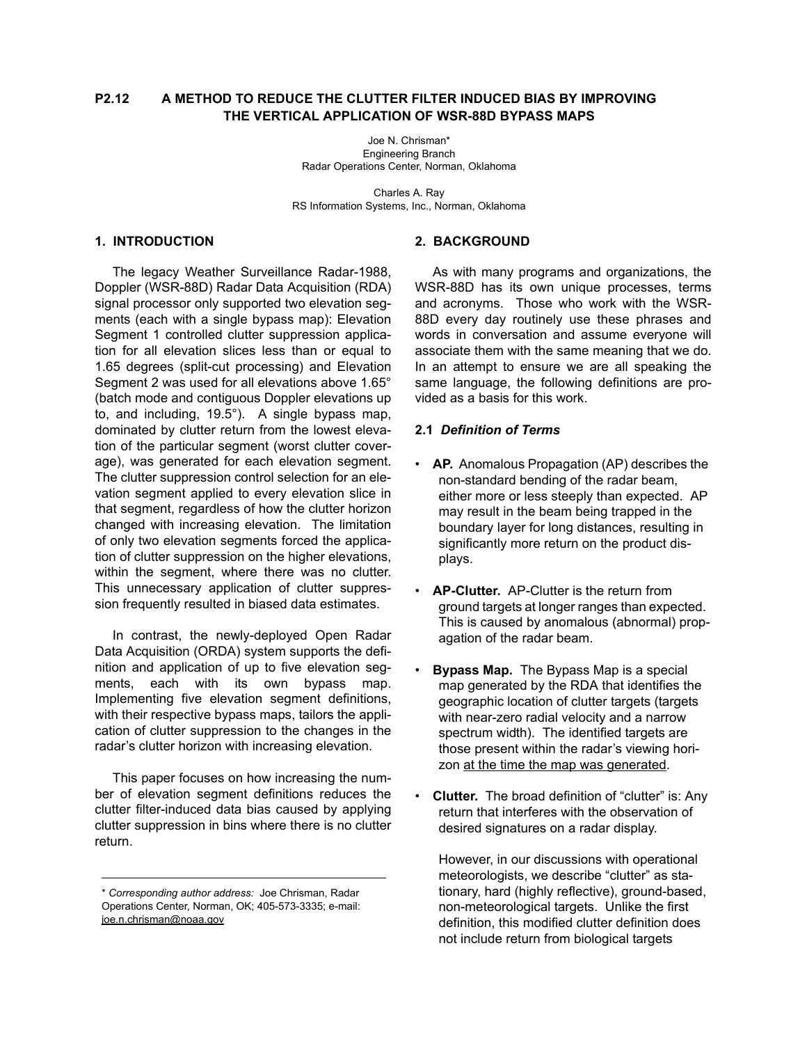# P2.12 A METHOD TO REDUCE THE CLUTTER FILTER INDUCED BIAS BY IMPROVING THE VERTICAL APPLICATION OF WSR-88D BYPASS MAPS

Joe N. Chrisman*
Engineering Branch
Radar Operations Center, Norman, Oklahoma

Charles A. Ray
RS Information Systems, Inc., Norman, Oklahoma

## 1. INTRODUCTION

The legacy Weather Surveillance Radar-1988, Doppler (WSR-88D) Radar Data Acquisition (RDA) signal processor only supported two elevation segments (each with a single bypass map): Elevation Segment 1 controlled clutter suppression application for all elevation slices less than or equal to 1.65 degrees (split-cut processing) and Elevation Segment 2 was used for all elevations above 1.65° (batch mode and contiguous Doppler elevations up to, and including, 19.5°). A single bypass map, dominated by clutter return from the lowest elevation of the particular segment (worst clutter coverage), was generated for each elevation segment. The clutter suppression control selection for an elevation segment applied to every elevation slice in that segment, regardless of how the clutter horizon changed with increasing elevation. The limitation of only two elevation segments forced the application of clutter suppression on the higher elevations, within the segment, where there was no clutter. This unnecessary application of clutter suppression frequently resulted in biased data estimates.

In contrast, the newly-deployed Open Radar Data Acquisition (ORDA) system supports the definition and application of up to five elevation segments, each with its own bypass map. Implementing five elevation segment definitions, with their respective bypass maps, tailors the application of clutter suppression to the changes in the radar's clutter horizon with increasing elevation.

This paper focuses on how increasing the number of elevation segment definitions reduces the clutter filter-induced data bias caused by applying clutter suppression in bins where there is no clutter return.

---

\* *Corresponding author address:* Joe Chrisman, Radar Operations Center, Norman, OK; 405-573-3335; e-mail: joe.n.chrisman@noaa.gov

## 2. BACKGROUND

As with many programs and organizations, the WSR-88D has its own unique processes, terms and acronyms. Those who work with the WSR-88D every day routinely use these phrases and words in conversation and assume everyone will associate them with the same meaning that we do. In an attempt to ensure we are all speaking the same language, the following definitions are provided as a basis for this work.

### 2.1 *Definition of Terms*

- **AP.** Anomalous Propagation (AP) describes the non-standard bending of the radar beam, either more or less steeply than expected. AP may result in the beam being trapped in the boundary layer for long distances, resulting in significantly more return on the product displays.

- **AP-Clutter.** AP-Clutter is the return from ground targets at longer ranges than expected. This is caused by anomalous (abnormal) propagation of the radar beam.

- **Bypass Map.** The Bypass Map is a special map generated by the RDA that identifies the geographic location of clutter targets (targets with near-zero radial velocity and a narrow spectrum width). The identified targets are those present within the radar's viewing horizon at the time the map was generated.

- **Clutter.** The broad definition of "clutter" is: Any return that interferes with the observation of desired signatures on a radar display.

  However, in our discussions with operational meteorologists, we describe "clutter" as stationary, hard (highly reflective), ground-based, non-meteorological targets. Unlike the first definition, this modified clutter definition does not include return from biological targets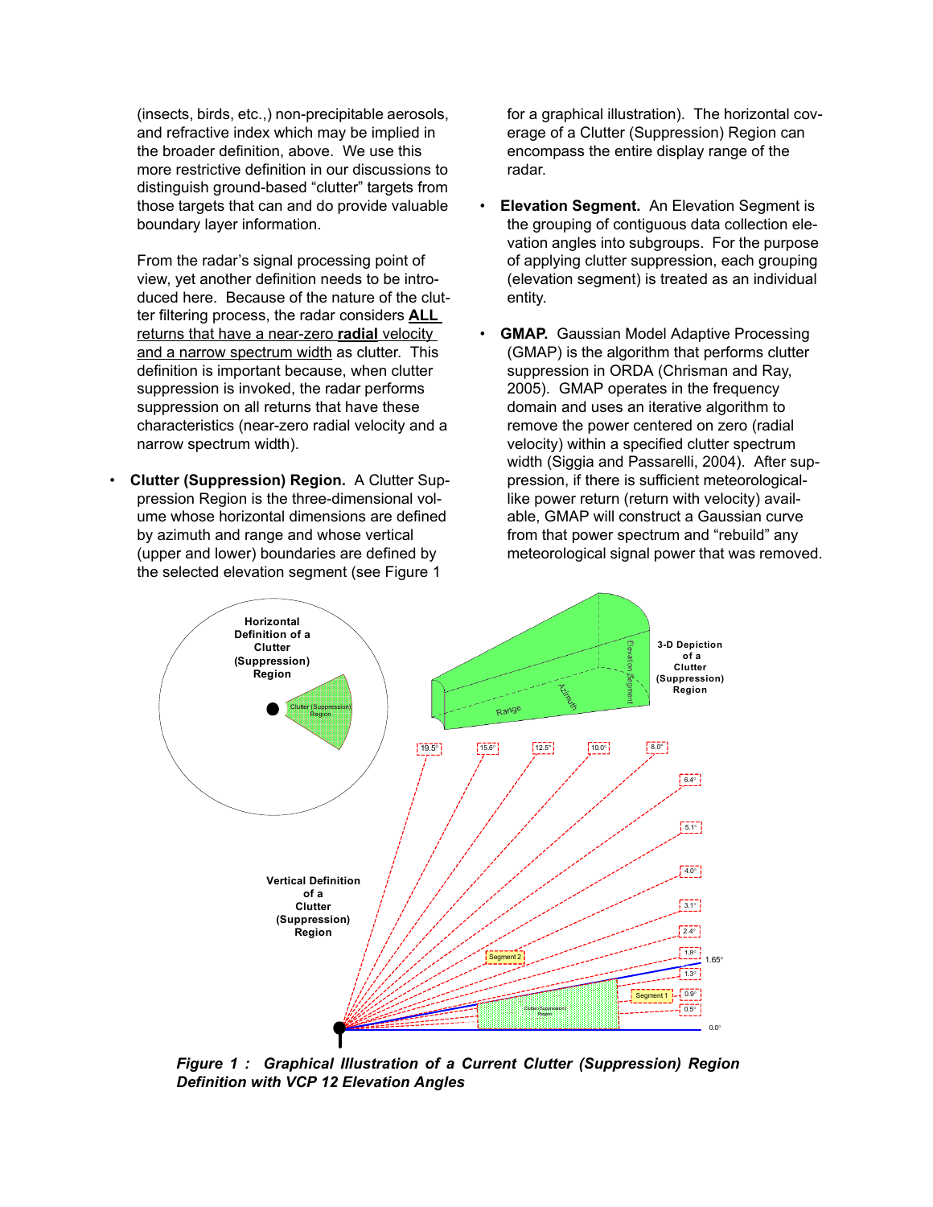(insects, birds, etc.,) non-precipitable aerosols, and refractive index which may be implied in the broader definition, above. We use this more restrictive definition in our discussions to distinguish ground-based "clutter" targets from those targets that can and do provide valuable boundary layer information.

From the radar's signal processing point of view, yet another definition needs to be introduced here. Because of the nature of the clutter filtering process, the radar considers <u>**ALL** returns that have a near-zero **radial** velocity and a narrow spectrum width</u> as clutter. This definition is important because, when clutter suppression is invoked, the radar performs suppression on all returns that have these characteristics (near-zero radial velocity and a narrow spectrum width).

- **Clutter (Suppression) Region.** A Clutter Suppression Region is the three-dimensional volume whose horizontal dimensions are defined by azimuth and range and whose vertical (upper and lower) boundaries are defined by the selected elevation segment (see Figure 1 for a graphical illustration). The horizontal coverage of a Clutter (Suppression) Region can encompass the entire display range of the radar.

- **Elevation Segment.** An Elevation Segment is the grouping of contiguous data collection elevation angles into subgroups. For the purpose of applying clutter suppression, each grouping (elevation segment) is treated as an individual entity.

- **GMAP.** Gaussian Model Adaptive Processing (GMAP) is the algorithm that performs clutter suppression in ORDA (Chrisman and Ray, 2005). GMAP operates in the frequency domain and uses an iterative algorithm to remove the power centered on zero (radial velocity) within a specified clutter spectrum width (Siggia and Passarelli, 2004). After suppression, if there is sufficient meteorological-like power return (return with velocity) available, GMAP will construct a Gaussian curve from that power spectrum and "rebuild" any meteorological signal power that was removed.

*Figure 1 : Graphical Illustration of a Current Clutter (Suppression) Region Definition with VCP 12 Elevation Angles*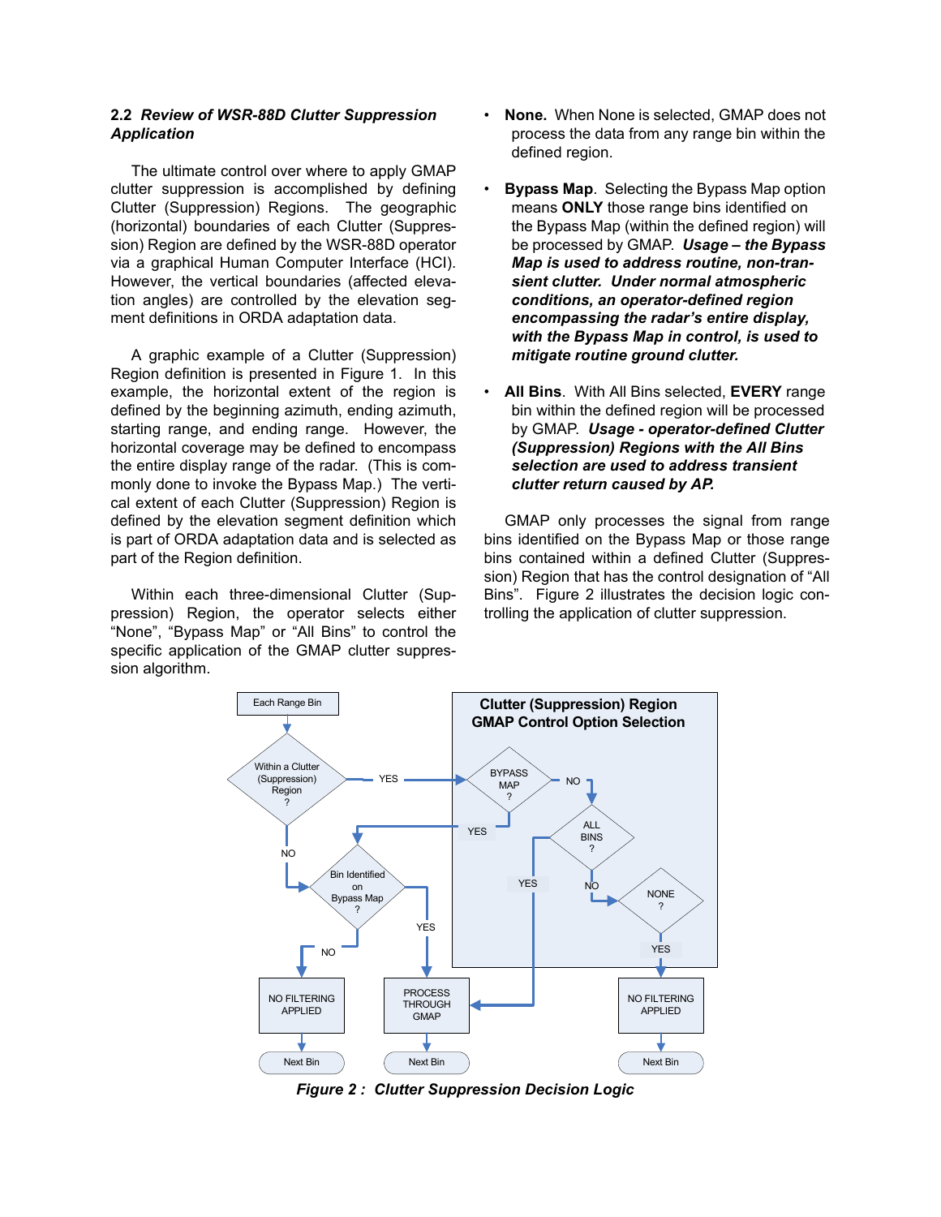### 2.2 *Review of WSR-88D Clutter Suppression Application*

The ultimate control over where to apply GMAP clutter suppression is accomplished by defining Clutter (Suppression) Regions. The geographic (horizontal) boundaries of each Clutter (Suppression) Region are defined by the WSR-88D operator via a graphical Human Computer Interface (HCI). However, the vertical boundaries (affected elevation angles) are controlled by the elevation segment definitions in ORDA adaptation data.

A graphic example of a Clutter (Suppression) Region definition is presented in Figure 1. In this example, the horizontal extent of the region is defined by the beginning azimuth, ending azimuth, starting range, and ending range. However, the horizontal coverage may be defined to encompass the entire display range of the radar. (This is commonly done to invoke the Bypass Map.) The vertical extent of each Clutter (Suppression) Region is defined by the elevation segment definition which is part of ORDA adaptation data and is selected as part of the Region definition.

Within each three-dimensional Clutter (Suppression) Region, the operator selects either "None", "Bypass Map" or "All Bins" to control the specific application of the GMAP clutter suppression algorithm.

- **None.** When None is selected, GMAP does not process the data from any range bin within the defined region.
- **Bypass Map**. Selecting the Bypass Map option means **ONLY** those range bins identified on the Bypass Map (within the defined region) will be processed by GMAP. ***Usage – the Bypass Map is used to address routine, non-transient clutter. Under normal atmospheric conditions, an operator-defined region encompassing the radar's entire display, with the Bypass Map in control, is used to mitigate routine ground clutter.***
- **All Bins**. With All Bins selected, **EVERY** range bin within the defined region will be processed by GMAP. ***Usage - operator-defined Clutter (Suppression) Regions with the All Bins selection are used to address transient clutter return caused by AP.***

GMAP only processes the signal from range bins identified on the Bypass Map or those range bins contained within a defined Clutter (Suppression) Region that has the control designation of "All Bins". Figure 2 illustrates the decision logic controlling the application of clutter suppression.

*Figure 2 : Clutter Suppression Decision Logic*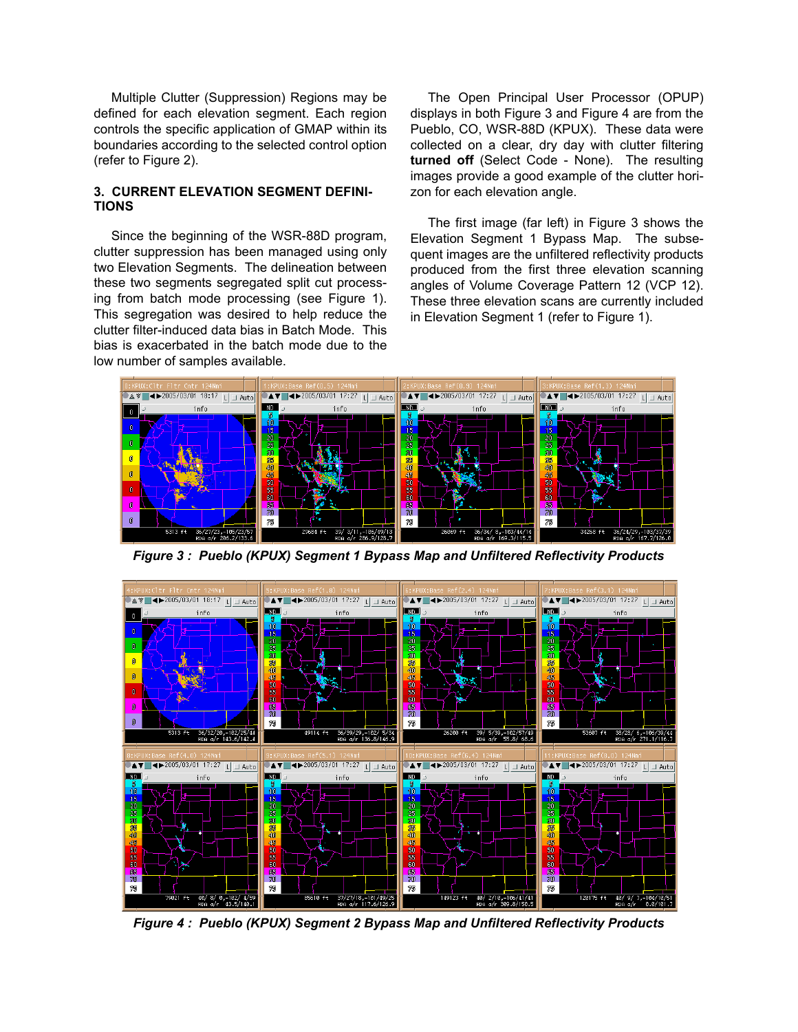Multiple Clutter (Suppression) Regions may be defined for each elevation segment. Each region controls the specific application of GMAP within its boundaries according to the selected control option (refer to Figure 2).

## 3. CURRENT ELEVATION SEGMENT DEFINITIONS

Since the beginning of the WSR-88D program, clutter suppression has been managed using only two Elevation Segments. The delineation between these two segments segregated split cut processing from batch mode processing (see Figure 1). This segregation was desired to help reduce the clutter filter-induced data bias in Batch Mode. This bias is exacerbated in the batch mode due to the low number of samples available.

The Open Principal User Processor (OPUP) displays in both Figure 3 and Figure 4 are from the Pueblo, CO, WSR-88D (KPUX). These data were collected on a clear, dry day with clutter filtering **turned off** (Select Code - None). The resulting images provide a good example of the clutter horizon for each elevation angle.

The first image (far left) in Figure 3 shows the Elevation Segment 1 Bypass Map. The subsequent images are the unfiltered reflectivity products produced from the first three elevation scanning angles of Volume Coverage Pattern 12 (VCP 12). These three elevation scans are currently included in Elevation Segment 1 (refer to Figure 1).

***Figure 3 : Pueblo (KPUX) Segment 1 Bypass Map and Unfiltered Reflectivity Products***

***Figure 4 : Pueblo (KPUX) Segment 2 Bypass Map and Unfiltered Reflectivity Products***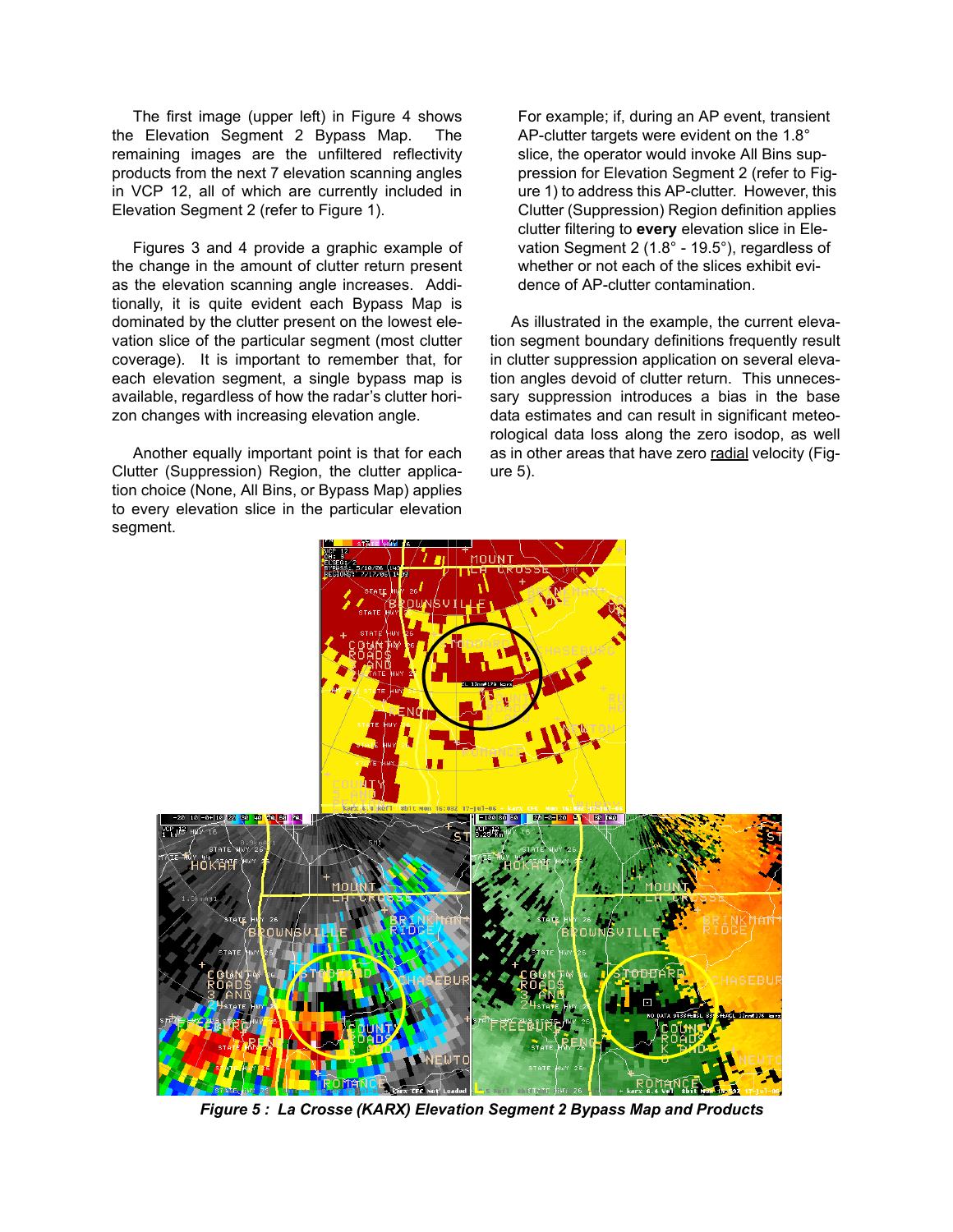The first image (upper left) in Figure 4 shows the Elevation Segment 2 Bypass Map. The remaining images are the unfiltered reflectivity products from the next 7 elevation scanning angles in VCP 12, all of which are currently included in Elevation Segment 2 (refer to Figure 1).

Figures 3 and 4 provide a graphic example of the change in the amount of clutter return present as the elevation scanning angle increases. Additionally, it is quite evident each Bypass Map is dominated by the clutter present on the lowest elevation slice of the particular segment (most clutter coverage). It is important to remember that, for each elevation segment, a single bypass map is available, regardless of how the radar's clutter horizon changes with increasing elevation angle.

Another equally important point is that for each Clutter (Suppression) Region, the clutter application choice (None, All Bins, or Bypass Map) applies to every elevation slice in the particular elevation segment.

For example; if, during an AP event, transient AP-clutter targets were evident on the 1.8° slice, the operator would invoke All Bins suppression for Elevation Segment 2 (refer to Figure 1) to address this AP-clutter. However, this Clutter (Suppression) Region definition applies clutter filtering to **every** elevation slice in Elevation Segment 2 (1.8° - 19.5°), regardless of whether or not each of the slices exhibit evidence of AP-clutter contamination.

As illustrated in the example, the current elevation segment boundary definitions frequently result in clutter suppression application on several elevation angles devoid of clutter return. This unnecessary suppression introduces a bias in the base data estimates and can result in significant meteorological data loss along the zero isodop, as well as in other areas that have zero radial velocity (Figure 5).

***Figure 5 : La Crosse (KARX) Elevation Segment 2 Bypass Map and Products***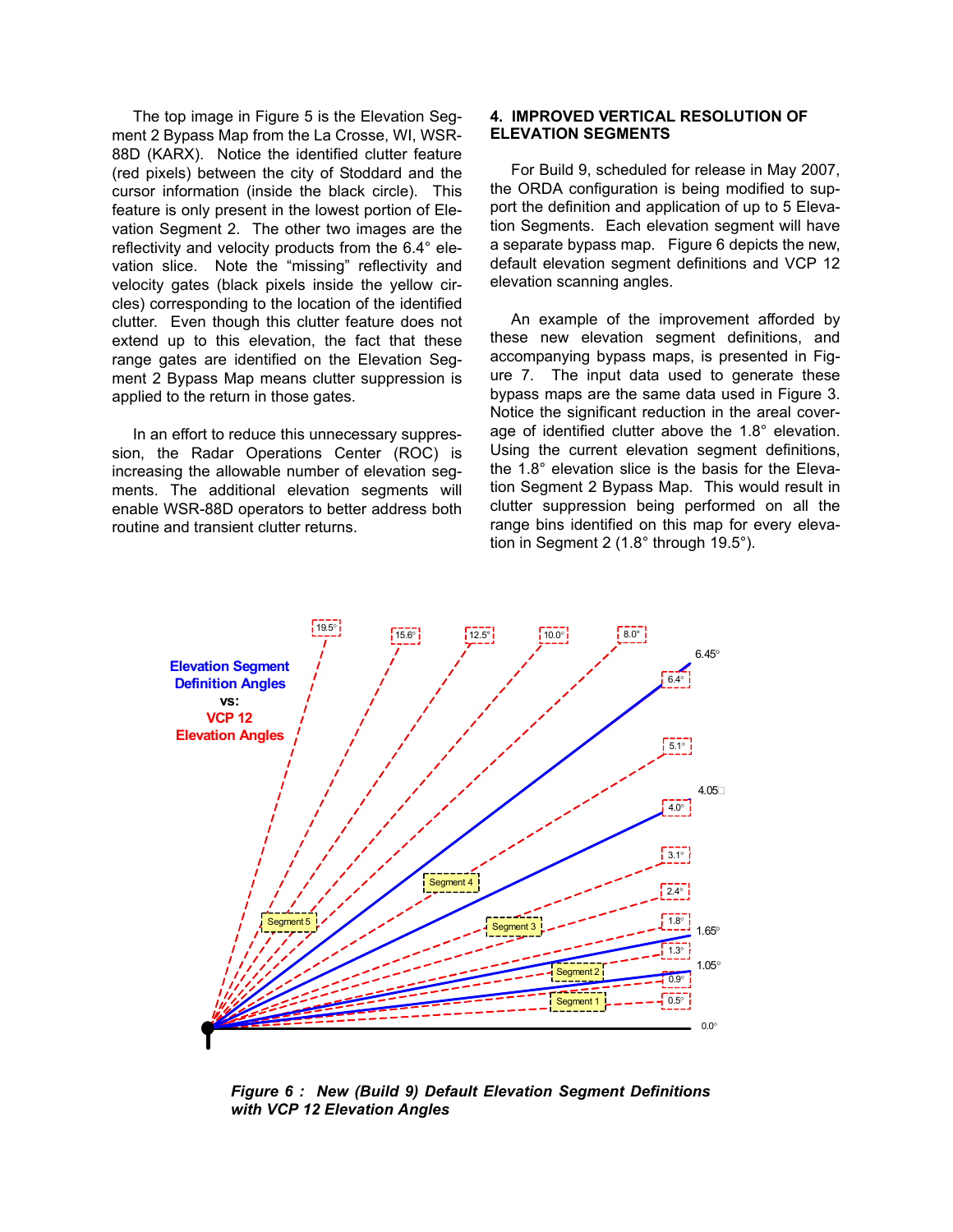The top image in Figure 5 is the Elevation Segment 2 Bypass Map from the La Crosse, WI, WSR-88D (KARX). Notice the identified clutter feature (red pixels) between the city of Stoddard and the cursor information (inside the black circle). This feature is only present in the lowest portion of Elevation Segment 2. The other two images are the reflectivity and velocity products from the 6.4° elevation slice. Note the "missing" reflectivity and velocity gates (black pixels inside the yellow circles) corresponding to the location of the identified clutter. Even though this clutter feature does not extend up to this elevation, the fact that these range gates are identified on the Elevation Segment 2 Bypass Map means clutter suppression is applied to the return in those gates.

In an effort to reduce this unnecessary suppression, the Radar Operations Center (ROC) is increasing the allowable number of elevation segments. The additional elevation segments will enable WSR-88D operators to better address both routine and transient clutter returns.

## 4. IMPROVED VERTICAL RESOLUTION OF ELEVATION SEGMENTS

For Build 9, scheduled for release in May 2007, the ORDA configuration is being modified to support the definition and application of up to 5 Elevation Segments. Each elevation segment will have a separate bypass map. Figure 6 depicts the new, default elevation segment definitions and VCP 12 elevation scanning angles.

An example of the improvement afforded by these new elevation segment definitions, and accompanying bypass maps, is presented in Figure 7. The input data used to generate these bypass maps are the same data used in Figure 3. Notice the significant reduction in the areal coverage of identified clutter above the 1.8° elevation. Using the current elevation segment definitions, the 1.8° elevation slice is the basis for the Elevation Segment 2 Bypass Map. This would result in clutter suppression being performed on all the range bins identified on this map for every elevation in Segment 2 (1.8° through 19.5°).

*Figure 6 : New (Build 9) Default Elevation Segment Definitions with VCP 12 Elevation Angles*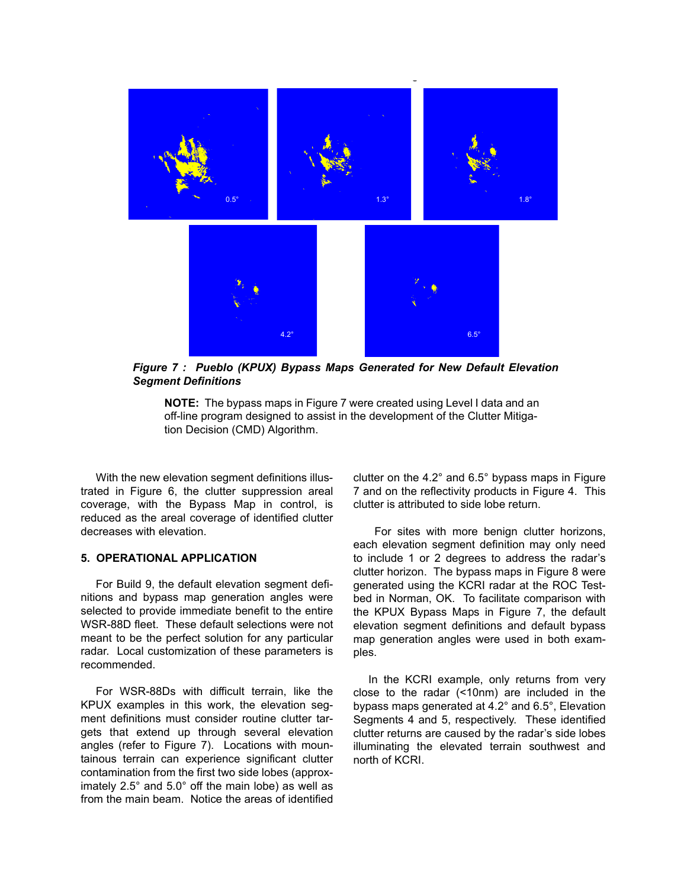*Figure 7 : Pueblo (KPUX) Bypass Maps Generated for New Default Elevation Segment Definitions*

**NOTE:** The bypass maps in Figure 7 were created using Level I data and an off-line program designed to assist in the development of the Clutter Mitigation Decision (CMD) Algorithm.

With the new elevation segment definitions illustrated in Figure 6, the clutter suppression areal coverage, with the Bypass Map in control, is reduced as the areal coverage of identified clutter decreases with elevation.

## 5. OPERATIONAL APPLICATION

For Build 9, the default elevation segment definitions and bypass map generation angles were selected to provide immediate benefit to the entire WSR-88D fleet. These default selections were not meant to be the perfect solution for any particular radar. Local customization of these parameters is recommended.

For WSR-88Ds with difficult terrain, like the KPUX examples in this work, the elevation segment definitions must consider routine clutter targets that extend up through several elevation angles (refer to Figure 7). Locations with mountainous terrain can experience significant clutter contamination from the first two side lobes (approximately 2.5° and 5.0° off the main lobe) as well as from the main beam. Notice the areas of identified clutter on the 4.2° and 6.5° bypass maps in Figure 7 and on the reflectivity products in Figure 4. This clutter is attributed to side lobe return.

For sites with more benign clutter horizons, each elevation segment definition may only need to include 1 or 2 degrees to address the radar's clutter horizon. The bypass maps in Figure 8 were generated using the KCRI radar at the ROC Testbed in Norman, OK. To facilitate comparison with the KPUX Bypass Maps in Figure 7, the default elevation segment definitions and default bypass map generation angles were used in both examples.

In the KCRI example, only returns from very close to the radar (<10nm) are included in the bypass maps generated at 4.2° and 6.5°, Elevation Segments 4 and 5, respectively. These identified clutter returns are caused by the radar's side lobes illuminating the elevated terrain southwest and north of KCRI.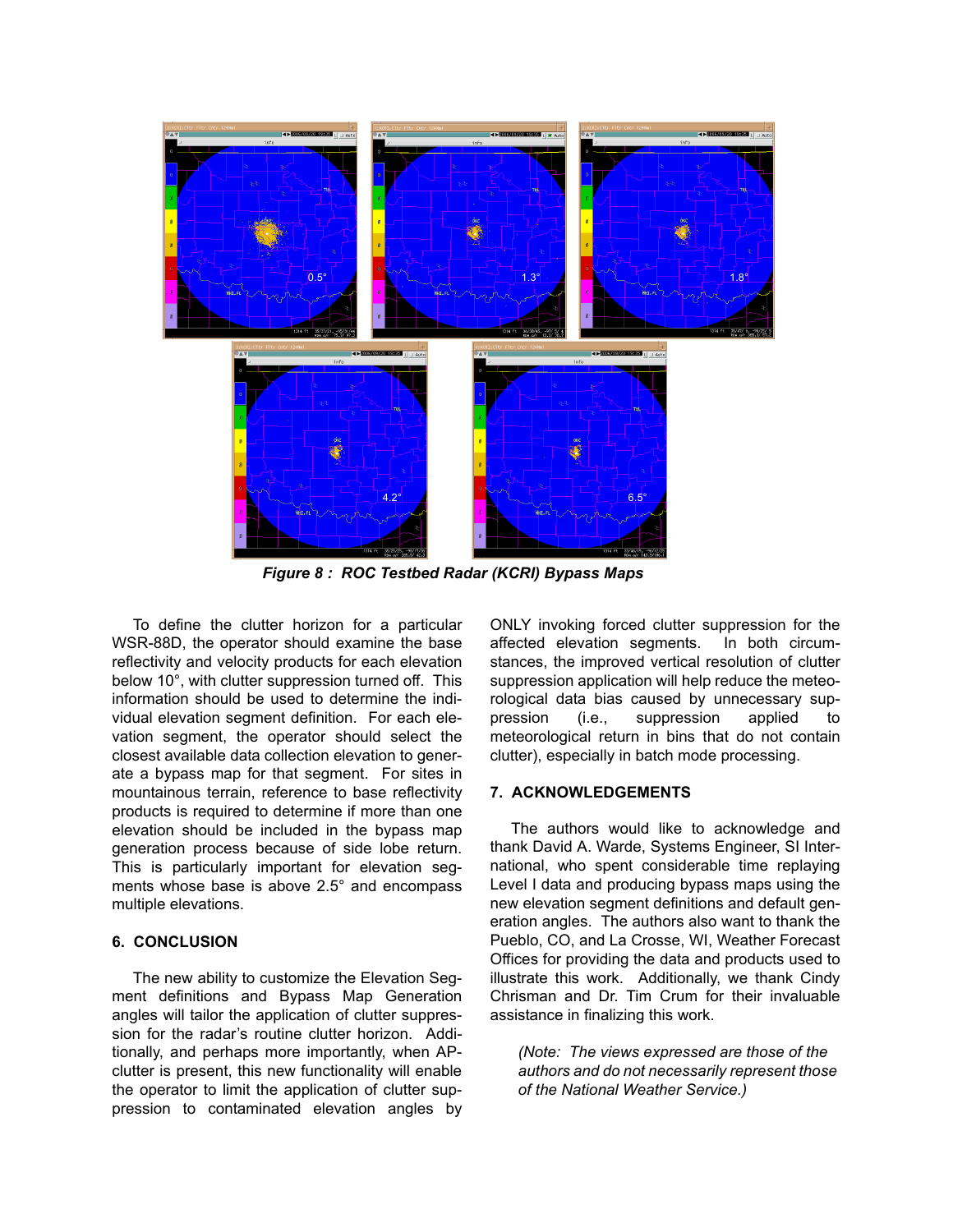*Figure 8 : ROC Testbed Radar (KCRI) Bypass Maps*

To define the clutter horizon for a particular WSR-88D, the operator should examine the base reflectivity and velocity products for each elevation below 10°, with clutter suppression turned off. This information should be used to determine the individual elevation segment definition. For each elevation segment, the operator should select the closest available data collection elevation to generate a bypass map for that segment. For sites in mountainous terrain, reference to base reflectivity products is required to determine if more than one elevation should be included in the bypass map generation process because of side lobe return. This is particularly important for elevation segments whose base is above 2.5° and encompass multiple elevations.

## 6. CONCLUSION

The new ability to customize the Elevation Segment definitions and Bypass Map Generation angles will tailor the application of clutter suppression for the radar's routine clutter horizon. Additionally, and perhaps more importantly, when AP-clutter is present, this new functionality will enable the operator to limit the application of clutter suppression to contaminated elevation angles by ONLY invoking forced clutter suppression for the affected elevation segments. In both circumstances, the improved vertical resolution of clutter suppression application will help reduce the meteorological data bias caused by unnecessary suppression (i.e., suppression applied to meteorological return in bins that do not contain clutter), especially in batch mode processing.

## 7. ACKNOWLEDGEMENTS

The authors would like to acknowledge and thank David A. Warde, Systems Engineer, SI International, who spent considerable time replaying Level I data and producing bypass maps using the new elevation segment definitions and default generation angles. The authors also want to thank the Pueblo, CO, and La Crosse, WI, Weather Forecast Offices for providing the data and products used to illustrate this work. Additionally, we thank Cindy Chrisman and Dr. Tim Crum for their invaluable assistance in finalizing this work.

*(Note: The views expressed are those of the authors and do not necessarily represent those of the National Weather Service.)*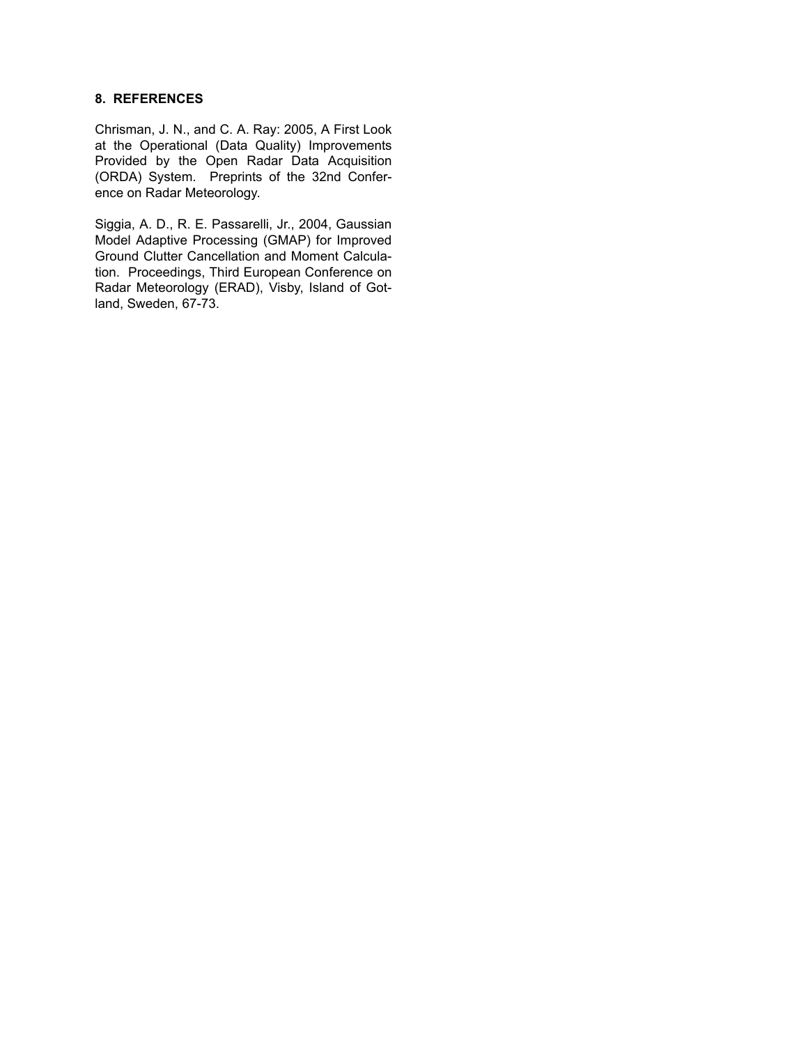## 8. REFERENCES

Chrisman, J. N., and C. A. Ray: 2005, A First Look at the Operational (Data Quality) Improvements Provided by the Open Radar Data Acquisition (ORDA) System. Preprints of the 32nd Conference on Radar Meteorology.

Siggia, A. D., R. E. Passarelli, Jr., 2004, Gaussian Model Adaptive Processing (GMAP) for Improved Ground Clutter Cancellation and Moment Calculation. Proceedings, Third European Conference on Radar Meteorology (ERAD), Visby, Island of Gotland, Sweden, 67-73.